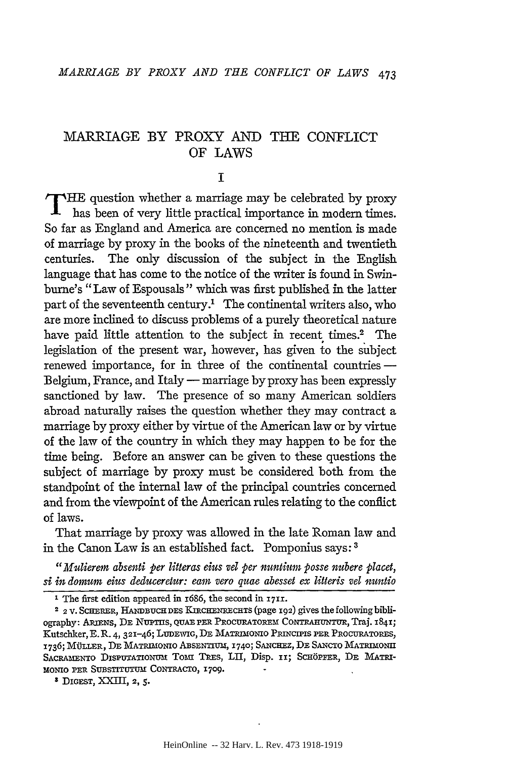# MARRIAGE BY PROXY AND THE CONFLICT OF LAWS

## I

THE question whether a marriage may be celebrated by proxy has been of very little practical importance in modern times. So far as England and America are concerned no mention is made of marriage by proxy in the books of the nineteenth and twentieth centuries. The only discussion of the subject in the English language that has come to the notice of the writer is found in Swinburne's "Law of Espousals" which was first published in the latter part of the seventeenth century.[1] The continental writers also, who are more inclined to discuss problems of a purely theoretical nature have paid little attention to the subject in recent times.[2] The legislation of the present war, however, has given to the subject renewed importance, for in three of the continental countries — Belgium, France, and Italy — marriage by proxy has been expressly sanctioned by law. The presence of so many American soldiers abroad naturally raises the question whether they may contract a marriage by proxy either by virtue of the American law or by virtue of the law of the country in which they may happen to be for the time being. Before an answer can be given to these questions the subject of marriage by proxy must be considered both from the standpoint of the internal law of the principal countries concerned and from the viewpoint of the American rules relating to the conflict of laws.

That marriage by proxy was allowed in the late Roman law and in the Canon Law is an established fact. Pomponius says:[3]

*"Mulierem absenti per litteras eius vel per nuntium posse nubere placet, si in domum eius deduceretur: eam vero quae abesset ex litteris vel nuntio*

---

[1] The first edition appeared in 1686, the second in 1711.

[2] 2 v. SCHERER, HANDBUCH DES KIRCHENRECHTS (page 192) gives the following bibliography: ARIENS, DE NUPTIIS, QUAE PER PROCURATOREM CONTRAHUNTUR, Traj. 1841; Kutschker, E. R. 4, 321–46; LUDEWIG, DE MATRIMONIO PRINCIPIS PER PROCURATORES, 1736; MÜLLER, DE MATRIMONIO ABSENTIUM, 1740; SANCHEZ, DE SANCTO MATRIMONII SACRAMENTO DISPUTATIONUM TOMI TRES, LII, Disp. 11; SCHÖPFER, DE MATRIMONIO PER SUBSTITUTUM CONTRACTO, 1709.

[3] DIGEST, XXIII, 2, 5.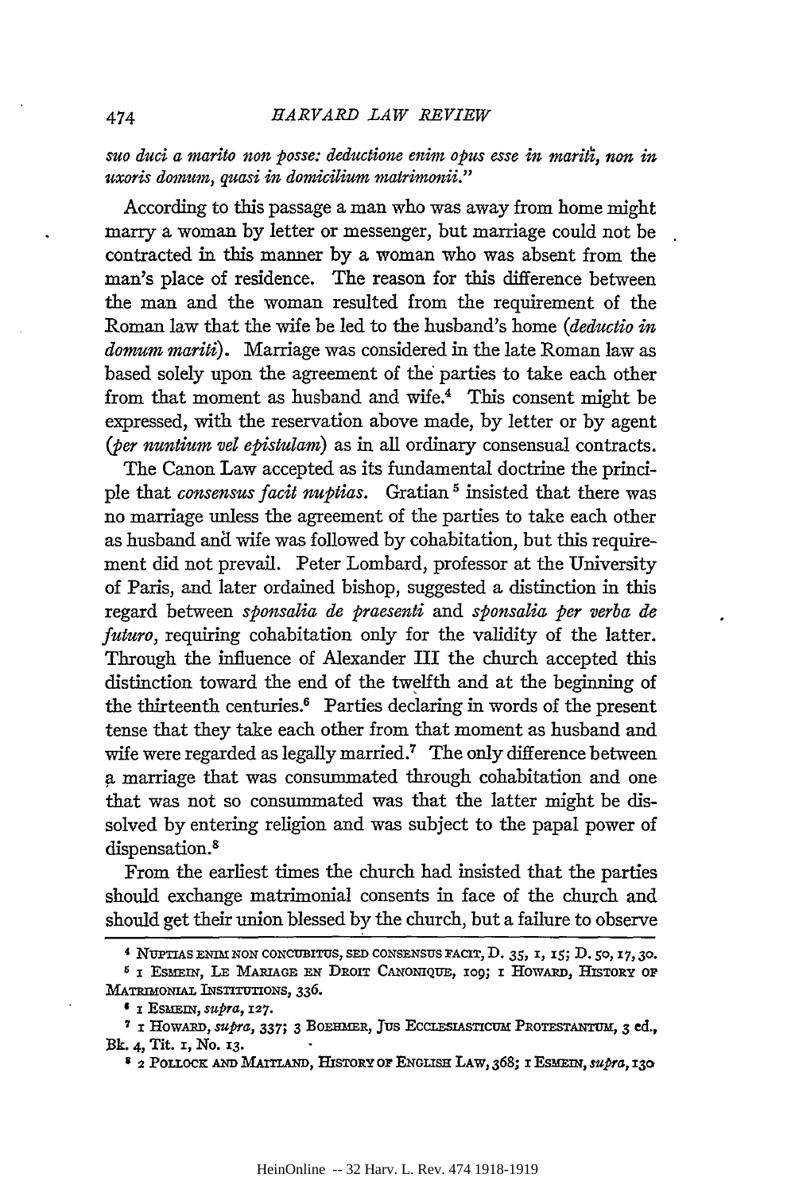*suo duci a marito non posse: deductione enim opus esse in mariti, non in uxoris domum, quasi in domicilium matrimonii."*

According to this passage a man who was away from home might marry a woman by letter or messenger, but marriage could not be contracted in this manner by a woman who was absent from the man's place of residence. The reason for this difference between the man and the woman resulted from the requirement of the Roman law that the wife be led to the husband's home (*deductio in domum mariti*). Marriage was considered in the late Roman law as based solely upon the agreement of the parties to take each other from that moment as husband and wife.[4] This consent might be expressed, with the reservation above made, by letter or by agent (*per nuntium vel epistulam*) as in all ordinary consensual contracts.

The Canon Law accepted as its fundamental doctrine the principle that *consensus facit nuptias*. Gratian [5] insisted that there was no marriage unless the agreement of the parties to take each other as husband and wife was followed by cohabitation, but this requirement did not prevail. Peter Lombard, professor at the University of Paris, and later ordained bishop, suggested a distinction in this regard between *sponsalia de praesenti* and *sponsalia per verba de futuro*, requiring cohabitation only for the validity of the latter. Through the influence of Alexander III the church accepted this distinction toward the end of the twelfth and at the beginning of the thirteenth centuries.[6] Parties declaring in words of the present tense that they take each other from that moment as husband and wife were regarded as legally married.[7] The only difference between a marriage that was consummated through cohabitation and one that was not so consummated was that the latter might be dissolved by entering religion and was subject to the papal power of dispensation.[8]

From the earliest times the church had insisted that the parties should exchange matrimonial consents in face of the church and should get their union blessed by the church, but a failure to observe

---

[4] NUPTIAS ENIM NON CONCUBITUS, SED CONSENSUS FACIT, D. 35, 1, 15; D. 50, 17, 30.

[5] 1 ESMEIN, LE MARIAGE EN DROIT CANONIQUE, 109; 1 HOWARD, HISTORY OF MATRIMONIAL INSTITUTIONS, 336.

[6] 1 ESMEIN, *supra*, 127.

[7] 1 HOWARD, *supra*, 337; 3 BOEHMER, JUS ECCLESIASTICUM PROTESTANTUM, 3 ed., Bk. 4, Tit. 1, No. 13.

[8] 2 POLLOCK AND MAITLAND, HISTORY OF ENGLISH LAW, 368; 1 ESMEIN, *supra*, 130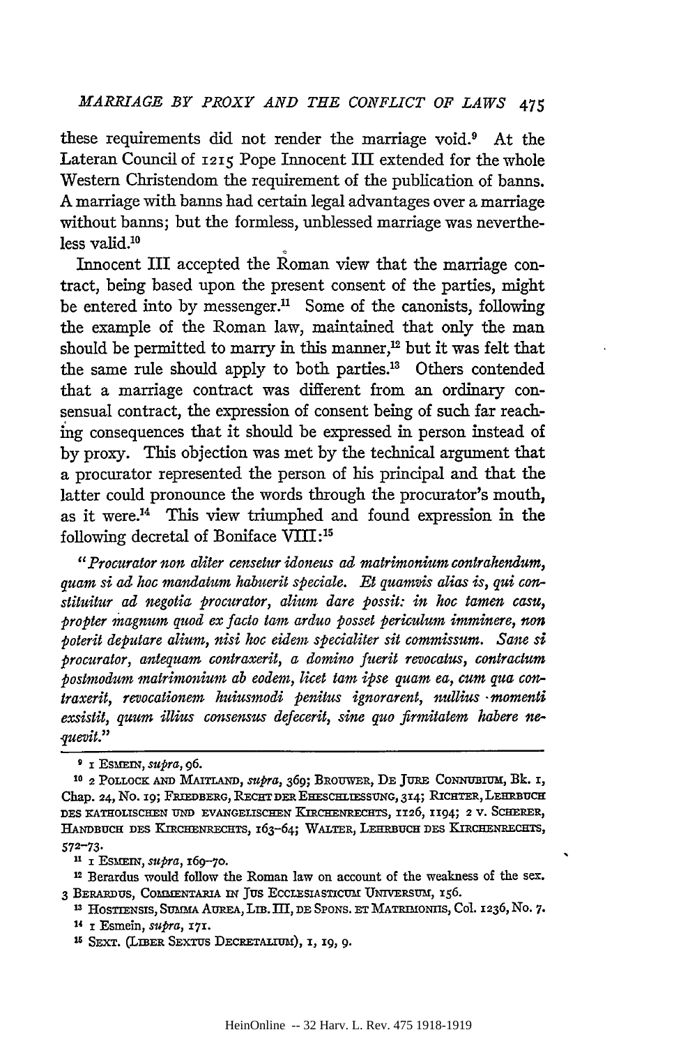these requirements did not render the marriage void.[9] At the Lateran Council of 1215 Pope Innocent III extended for the whole Western Christendom the requirement of the publication of banns. A marriage with banns had certain legal advantages over a marriage without banns; but the formless, unblessed marriage was nevertheless valid.[10]

Innocent III accepted the Roman view that the marriage contract, being based upon the present consent of the parties, might be entered into by messenger.[11] Some of the canonists, following the example of the Roman law, maintained that only the man should be permitted to marry in this manner,[12] but it was felt that the same rule should apply to both parties.[13] Others contended that a marriage contract was different from an ordinary consensual contract, the expression of consent being of such far reaching consequences that it should be expressed in person instead of by proxy. This objection was met by the technical argument that a procurator represented the person of his principal and that the latter could pronounce the words through the procurator's mouth, as it were.[14] This view triumphed and found expression in the following decretal of Boniface VIII:[15]

"*Procurator non aliter censetur idoneus ad matrimonium contrahendum, quam si ad hoc mandatum habuerit speciale. Et quamvis alias is, qui constituitur ad negotia procurator, alium dare possit: in hoc tamen casu, propter magnum quod ex facto tam arduo posset periculum imminere, non poterit deputare alium, nisi hoc eidem specialiter sit commissum. Sane si procurator, antequam contraxerit, a domino fuerit revocatus, contractum postmodum matrimonium ab eodem, licet tam ipse quam ea, cum qua contraxerit, revocationem huiusmodi penitus ignorarent, nullius momenti exsistit, quum illius consensus defecerit, sine quo firmitatem habere nequevit.*"

---

[9] 1 ESMEIN, *supra*, 96.

[10] 2 POLLOCK AND MAITLAND, *supra*, 369; BROUWER, DE JURE CONNUBIUM, Bk. 1, Chap. 24, No. 19; FRIEDBERG, RECHT DER EHESCHLIESSUNG, 314; RICHTER, LEHRBUCH DES KATHOLISCHEN UND EVANGELISCHEN KIRCHENRECHTS, 1126, 1194; 2 v. SCHERER, HANDBUCH DES KIRCHENRECHTS, 163–64; WALTER, LEHRBUCH DES KIRCHENRECHTS, 572–73.

[11] 1 ESMEIN, *supra*, 169–70.

[12] Berardus would follow the Roman law on account of the weakness of the sex. 3 BERARDUS, COMMENTARIA IN JUS ECCLESIASTICUM UNIVERSUM, 156.

[13] HOSTIENSIS, SUMMA AUREA, LIB. III, DE SPONS. ET MATRIMONIIS, Col. 1236, No. 7.

[14] 1 Esmein, *supra*, 171.

[15] SEXT. (LIBER SEXTUS DECRETALIUM), 1, 19, 9.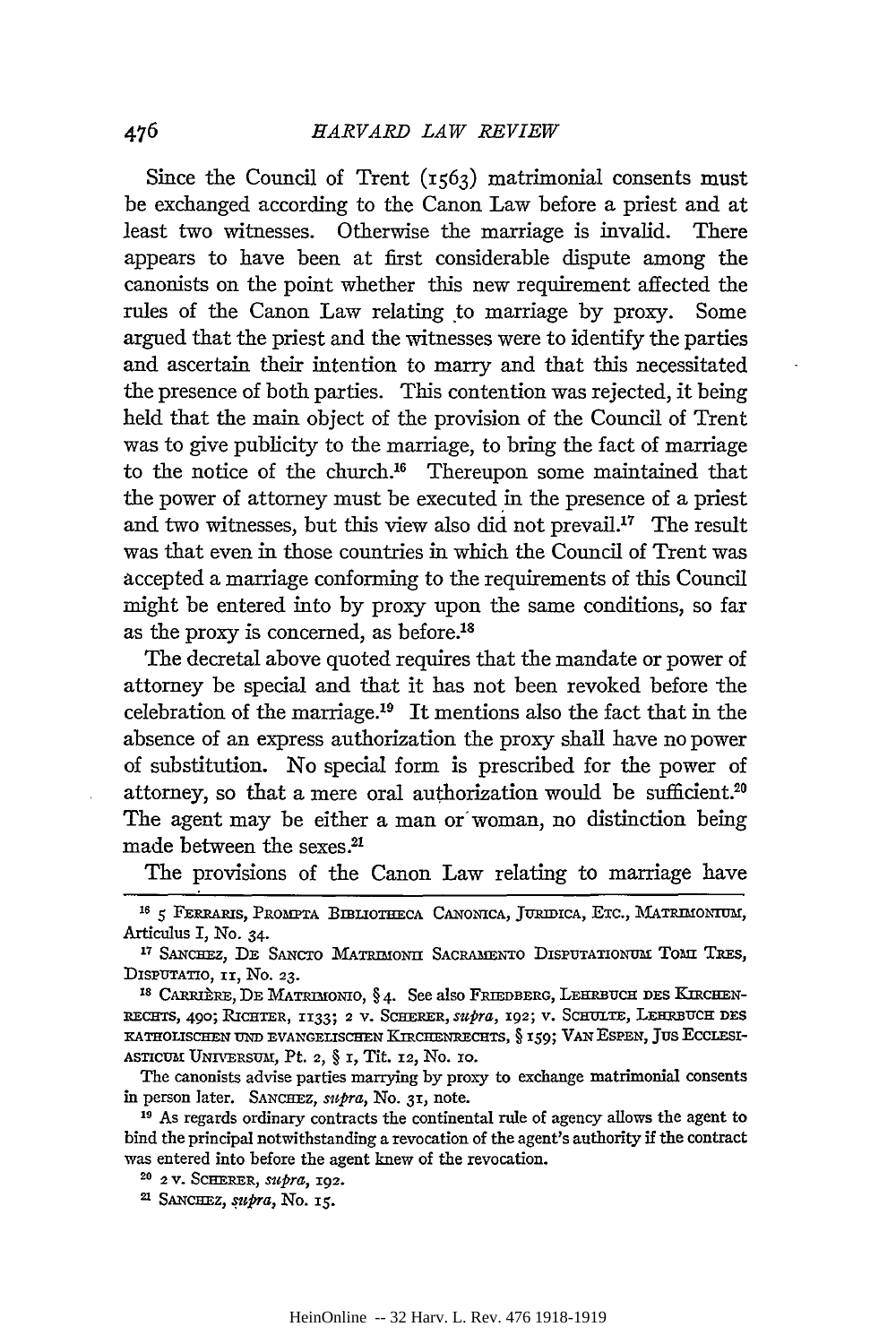Since the Council of Trent (1563) matrimonial consents must be exchanged according to the Canon Law before a priest and at least two witnesses. Otherwise the marriage is invalid. There appears to have been at first considerable dispute among the canonists on the point whether this new requirement affected the rules of the Canon Law relating to marriage by proxy. Some argued that the priest and the witnesses were to identify the parties and ascertain their intention to marry and that this necessitated the presence of both parties. This contention was rejected, it being held that the main object of the provision of the Council of Trent was to give publicity to the marriage, to bring the fact of marriage to the notice of the church.[16] Thereupon some maintained that the power of attorney must be executed in the presence of a priest and two witnesses, but this view also did not prevail.[17] The result was that even in those countries in which the Council of Trent was accepted a marriage conforming to the requirements of this Council might be entered into by proxy upon the same conditions, so far as the proxy is concerned, as before.[18]

The decretal above quoted requires that the mandate or power of attorney be special and that it has not been revoked before the celebration of the marriage.[19] It mentions also the fact that in the absence of an express authorization the proxy shall have no power of substitution. No special form is prescribed for the power of attorney, so that a mere oral authorization would be sufficient.[20] The agent may be either a man or woman, no distinction being made between the sexes.[21]

The provisions of the Canon Law relating to marriage have

---

[16] 5 Ferraris, Prompta Bibliotheca Canonica, Juridica, Etc., Matrimonium, Articulus I, No. 34.

[17] Sanchez, De Sancto Matrimonii Sacramento Disputationum Tomi Tres, Disputatio, 11, No. 23.

[18] Carrière, De Matrimonio, § 4. See also Friedberg, Lehrbuch des Kirchenrechts, 490; Richter, 1133; 2 v. Scherer, *supra*, 192; v. Schulte, Lehrbuch des katholischen und evangelischen Kirchenrechts, § 159; Van Espen, Jus Ecclesiasticum Universum, Pt. 2, § 1, Tit. 12, No. 10.

The canonists advise parties marrying by proxy to exchange matrimonial consents in person later. Sanchez, *supra*, No. 31, note.

[19] As regards ordinary contracts the continental rule of agency allows the agent to bind the principal notwithstanding a revocation of the agent's authority if the contract was entered into before the agent knew of the revocation.

[20] 2 v. Scherer, *supra*, 192.

[21] Sanchez, *supra*, No. 15.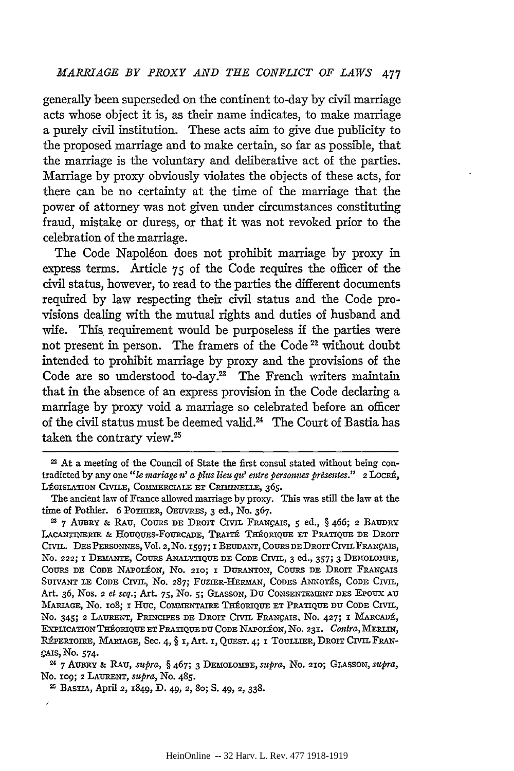generally been superseded on the continent to-day by civil marriage acts whose object it is, as their name indicates, to make marriage a purely civil institution. These acts aim to give due publicity to the proposed marriage and to make certain, so far as possible, that the marriage is the voluntary and deliberative act of the parties. Marriage by proxy obviously violates the objects of these acts, for there can be no certainty at the time of the marriage that the power of attorney was not given under circumstances constituting fraud, mistake or duress, or that it was not revoked prior to the celebration of the marriage.

The Code Napoléon does not prohibit marriage by proxy in express terms. Article 75 of the Code requires the officer of the civil status, however, to read to the parties the different documents required by law respecting their civil status and the Code provisions dealing with the mutual rights and duties of husband and wife. This requirement would be purposeless if the parties were not present in person. The framers of the Code[22] without doubt intended to prohibit marriage by proxy and the provisions of the Code are so understood to-day.[23] The French writers maintain that in the absence of an express provision in the Code declaring a marriage by proxy void a marriage so celebrated before an officer of the civil status must be deemed valid.[24] The Court of Bastia has taken the contrary view.[25]

---

[22] At a meeting of the Council of State the first consul stated without being contradicted by any one "*le mariage n' a plus lieu qu' entre personnes présentes.*" 2 LOCRÉ, LÉGISLATION CIVILE, COMMERCIALE ET CRIMINELLE, 365.

The ancient law of France allowed marriage by proxy. This was still the law at the time of Pothier. 6 POTHIER, OEUVRES, 3 ed., No. 367.

[23] 7 AUBRY & RAU, COURS DE DROIT CIVIL FRANÇAIS, 5 ed., § 466; 2 BAUDRY LACANTINERIE & HOUQUES-FOURCADE, TRAITÉ THÉORIQUE ET PRATIQUE DE DROIT CIVIL. DES PERSONNES, Vol. 2, No. 1597; 1 BEUDANT, COURS DE DROIT CIVIL FRANÇAIS, No. 222; 1 DEMANTE, COURS ANALYTIQUE DE CODE CIVIL, 3 ed., 357; 3 DEMOLOMBE, COURS DE CODE NAPOLÉON, No. 210; 1 DURANTON, COURS DE DROIT FRANÇAIS SUIVANT LE CODE CIVIL, No. 287; FUZIER-HERMAN, CODES ANNOTÉS, CODE CIVIL, Art. 36, Nos. 2 *et seq.*; Art. 75, No. 5; GLASSON, DU CONSENTEMENT DES EPOUX AU MARIAGE, No. 108; 1 HUC, COMMENTAIRE THÉORIQUE ET PRATIQUE DU CODE CIVIL, No. 345; 2 LAURENT, PRINCIPES DE DROIT CIVIL FRANÇAIS, No. 427; 1 MARCADÉ, EXPLICATION THÉORIQUE ET PRATIQUE DU CODE NAPOLÉON, No. 231. *Contra*, MERLIN, RÉPERTOIRE, MARIAGE, Sec. 4, § 1, Art. 1, QUEST. 4; 1 TOULLIER, DROIT CIVIL FRANÇAIS, No. 574.

[24] 7 AUBRY & RAU, *supra*, § 467; 3 DEMOLOMBE, *supra*, No. 210; GLASSON, *supra*, No. 109; 2 LAURENT, *supra*, No. 485.

[25] BASTIA, April 2, 1849, D. 49, 2, 80; S. 49, 2, 338.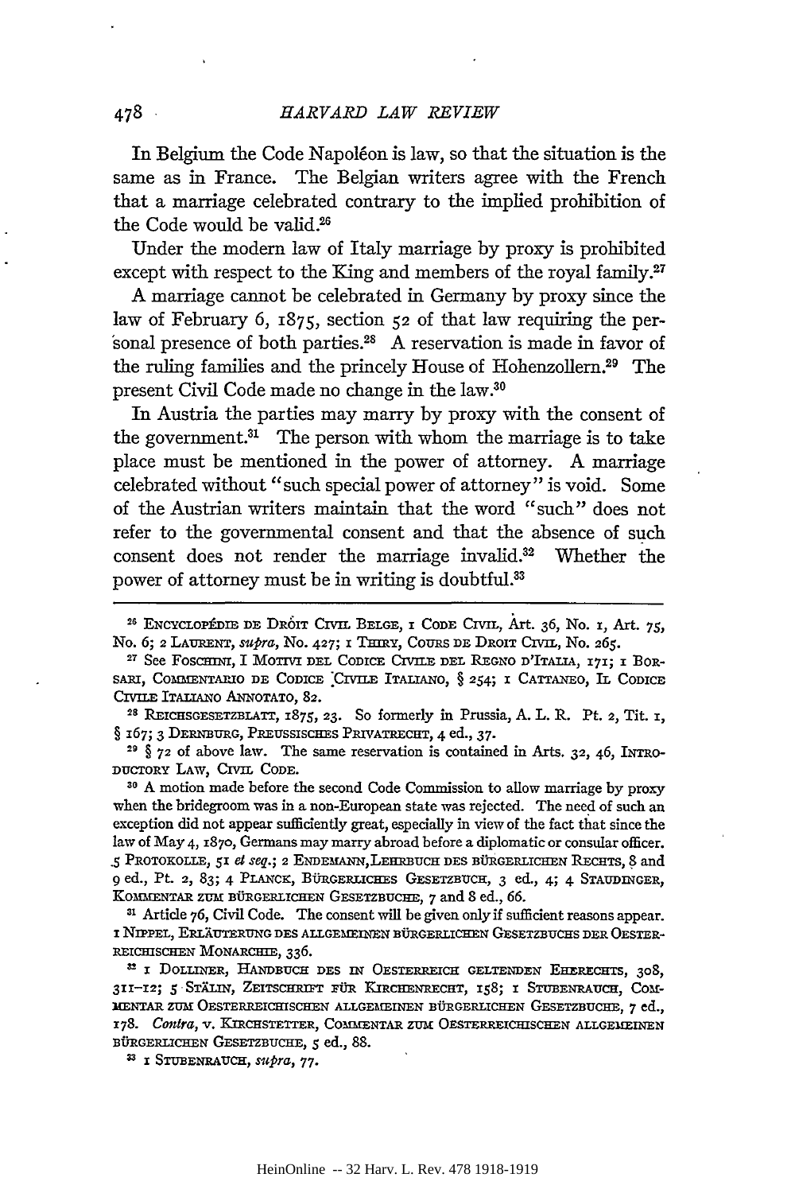In Belgium the Code Napoléon is law, so that the situation is the same as in France. The Belgian writers agree with the French that a marriage celebrated contrary to the implied prohibition of the Code would be valid.[26]

Under the modern law of Italy marriage by proxy is prohibited except with respect to the King and members of the royal family.[27]

A marriage cannot be celebrated in Germany by proxy since the law of February 6, 1875, section 52 of that law requiring the personal presence of both parties.[28] A reservation is made in favor of the ruling families and the princely House of Hohenzollern.[29] The present Civil Code made no change in the law.[30]

In Austria the parties may marry by proxy with the consent of the government.[31] The person with whom the marriage is to take place must be mentioned in the power of attorney. A marriage celebrated without "such special power of attorney" is void. Some of the Austrian writers maintain that the word "such" does not refer to the governmental consent and that the absence of such consent does not render the marriage invalid.[32] Whether the power of attorney must be in writing is doubtful.[33]

---

[26] ENCYCLOPÉDIE DE DROIT CIVIL BELGE, 1 CODE CIVIL, Art. 36, No. 1, Art. 75, No. 6; 2 LAURENT, *supra*, No. 427; 1 THIRY, COURS DE DROIT CIVIL, No. 265.

[27] See FOSCHINI, I MOTIVI DEL CODICE CIVILE DEL REGNO D'ITALIA, 171; 1 BORSARI, COMMENTARIO DE CODICE CIVILE ITALIANO, § 254; 1 CATTANEO, IL CODICE CIVILE ITALIANO ANNOTATO, 82.

[28] REICHSGESETZBLATT, 1875, 23. So formerly in Prussia, A. L. R. Pt. 2, Tit. 1, § 167; 3 DERNBURG, PREUSSISCHES PRIVATRECHT, 4 ed., 37.

[29] § 72 of above law. The same reservation is contained in Arts. 32, 46, INTRODUCTORY LAW, CIVIL CODE.

[30] A motion made before the second Code Commission to allow marriage by proxy when the bridegroom was in a non-European state was rejected. The need of such an exception did not appear sufficiently great, especially in view of the fact that since the law of May 4, 1870, Germans may marry abroad before a diplomatic or consular officer. 5 PROTOKOLLE, 51 *et seq.*; 2 ENDEMANN, LEHRBUCH DES BÜRGERLICHEN RECHTS, 8 and 9 ed., Pt. 2, 83; 4 PLANCK, BÜRGERLICHES GESETZBUCH, 3 ed., 4; 4 STAUDINGER, KOMMENTAR ZUM BÜRGERLICHEN GESETZBUCHE, 7 and 8 ed., 66.

[31] Article 76, Civil Code. The consent will be given only if sufficient reasons appear. 1 NIPPEL, ERLÄUTERUNG DES ALLGEMEINEN BÜRGERLICHEN GESETZBUCHS DER OESTERREICHISCHEN MONARCHIE, 336.

[32] 1 DOLLINER, HANDBUCH DES IN OESTERREICH GELTENDEN EHERECHTS, 308, 311–12; 5 STÄLIN, ZEITSCHRIFT FÜR KIRCHENRECHT, 158; 1 STUBENRAUCH, COMMENTAR ZUM OESTERREICHISCHEN ALLGEMEINEN BÜRGERLICHEN GESETZBUCHE, 7 ed., 178. *Contra*, v. KIRCHSTETTER, COMMENTAR ZUM OESTERREICHISCHEN ALLGEMEINEN BÜRGERLICHEN GESETZBUCHE, 5 ed., 88.

[33] 1 STUBENRAUCH, *supra*, 77.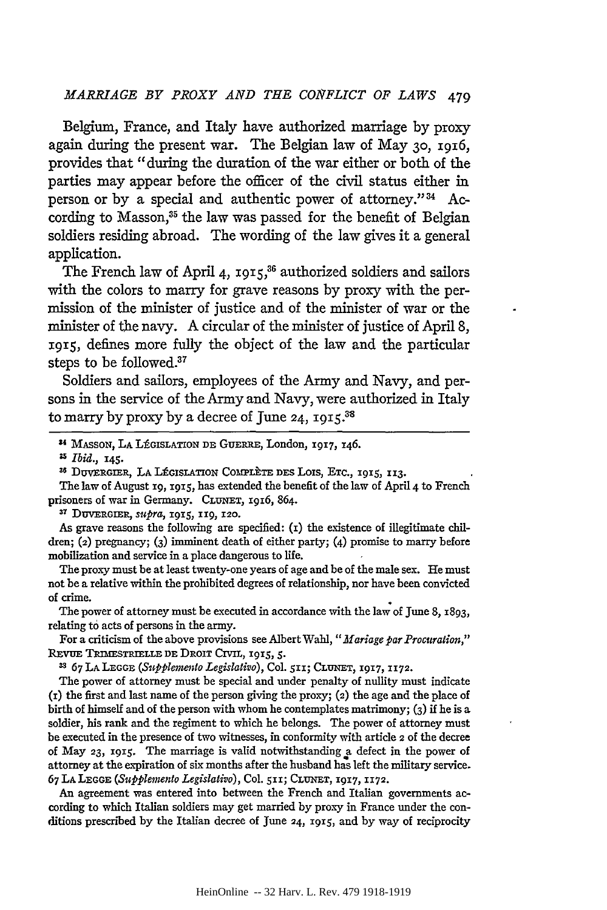Belgium, France, and Italy have authorized marriage by proxy again during the present war. The Belgian law of May 30, 1916, provides that "during the duration of the war either or both of the parties may appear before the officer of the civil status either in person or by a special and authentic power of attorney."[34] According to Masson,[35] the law was passed for the benefit of Belgian soldiers residing abroad. The wording of the law gives it a general application.

The French law of April 4, 1915,[36] authorized soldiers and sailors with the colors to marry for grave reasons by proxy with the permission of the minister of justice and of the minister of war or the minister of the navy. A circular of the minister of justice of April 8, 1915, defines more fully the object of the law and the particular steps to be followed.[37]

Soldiers and sailors, employees of the Army and Navy, and persons in the service of the Army and Navy, were authorized in Italy to marry by proxy by a decree of June 24, 1915.[38]

---

[34] MASSON, LA LÉGISLATION DE GUERRE, London, 1917, 146.

[35] *Ibid.*, 145.

[36] DUVERGIER, LA LÉGISLATION COMPLÈTE DES LOIS, ETC., 1915, 113.

The law of August 19, 1915, has extended the benefit of the law of April 4 to French prisoners of war in Germany. CLUNET, 1916, 864.

[37] DUVERGIER, *supra*, 1915, 119, 120.

As grave reasons the following are specified: (1) the existence of illegitimate children; (2) pregnancy; (3) imminent death of either party; (4) promise to marry before mobilization and service in a place dangerous to life.

The proxy must be at least twenty-one years of age and be of the male sex. He must not be a relative within the prohibited degrees of relationship, nor have been convicted of crime.

The power of attorney must be executed in accordance with the law of June 8, 1893, relating to acts of persons in the army.

For a criticism of the above provisions see Albert Wahl, "*Mariage par Procuration,*" REVUE TRIMESTRIELLE DE DROIT CIVIL, 1915, 5.

[38] 67 LA LEGGE (*Supplemento Legislativo*), Col. 511; CLUNET, 1917, 1172.

The power of attorney must be special and under penalty of nullity must indicate (1) the first and last name of the person giving the proxy; (2) the age and the place of birth of himself and of the person with whom he contemplates matrimony; (3) if he is a soldier, his rank and the regiment to which he belongs. The power of attorney must be executed in the presence of two witnesses, in conformity with article 2 of the decree of May 23, 1915. The marriage is valid notwithstanding a defect in the power of attorney at the expiration of six months after the husband has left the military service. 67 LA LEGGE (*Supplemento Legislativo*), Col. 511; CLUNET, 1917, 1172.

An agreement was entered into between the French and Italian governments according to which Italian soldiers may get married by proxy in France under the conditions prescribed by the Italian decree of June 24, 1915, and by way of reciprocity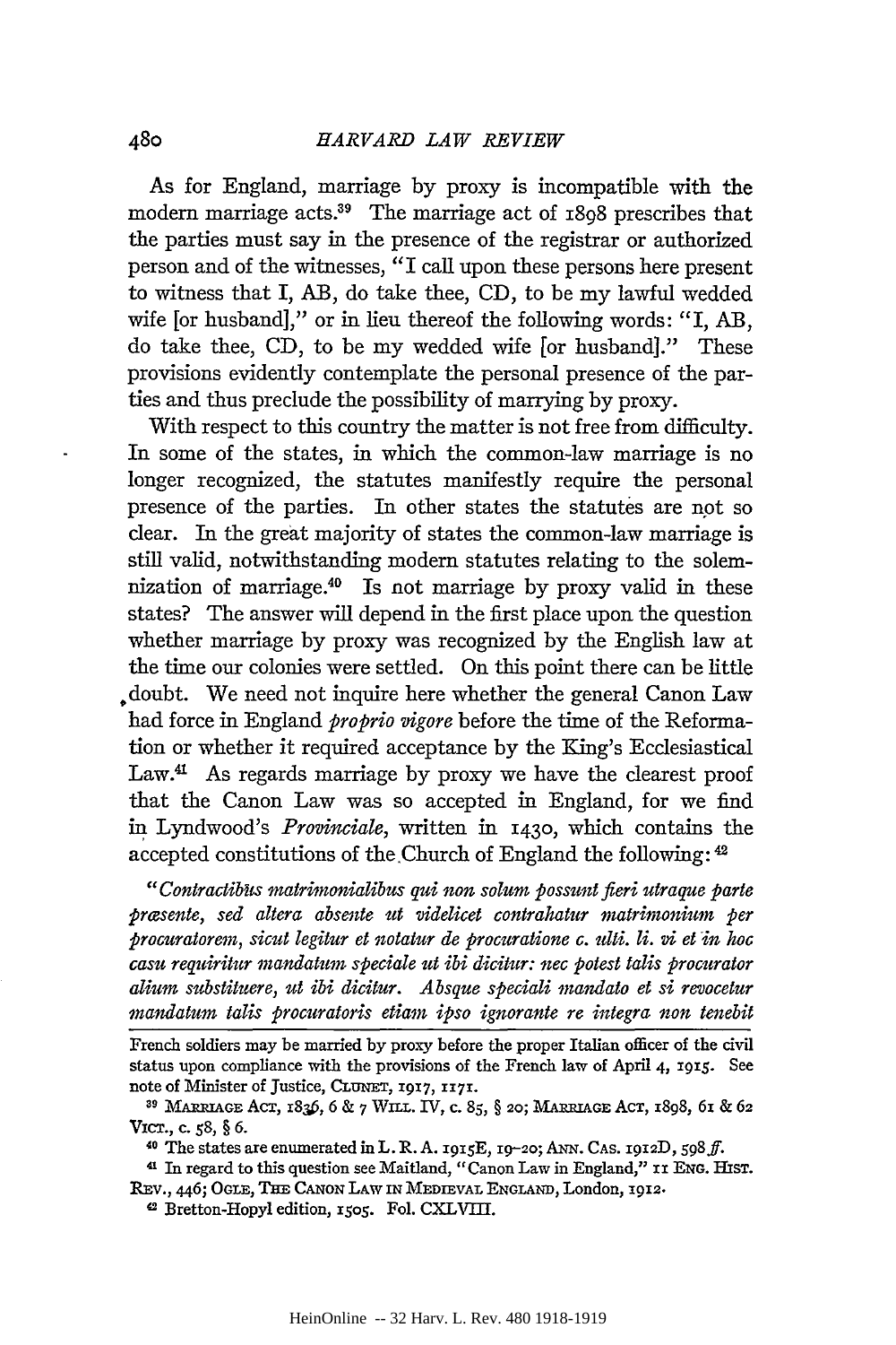As for England, marriage by proxy is incompatible with the modern marriage acts.[39] The marriage act of 1898 prescribes that the parties must say in the presence of the registrar or authorized person and of the witnesses, "I call upon these persons here present to witness that I, AB, do take thee, CD, to be my lawful wedded wife [or husband]," or in lieu thereof the following words: "I, AB, do take thee, CD, to be my wedded wife [or husband]." These provisions evidently contemplate the personal presence of the parties and thus preclude the possibility of marrying by proxy.

With respect to this country the matter is not free from difficulty. In some of the states, in which the common-law marriage is no longer recognized, the statutes manifestly require the personal presence of the parties. In other states the statutes are not so clear. In the great majority of states the common-law marriage is still valid, notwithstanding modern statutes relating to the solemnization of marriage.[40] Is not marriage by proxy valid in these states? The answer will depend in the first place upon the question whether marriage by proxy was recognized by the English law at the time our colonies were settled. On this point there can be little doubt. We need not inquire here whether the general Canon Law had force in England *proprio vigore* before the time of the Reformation or whether it required acceptance by the King's Ecclesiastical Law.[41] As regards marriage by proxy we have the clearest proof that the Canon Law was so accepted in England, for we find in Lyndwood's *Provinciale*, written in 1430, which contains the accepted constitutions of the Church of England the following: [42]

"*Contractibus matrimonialibus qui non solum possunt fieri utraque parte præsente, sed altera absente ut videlicet contrahatur matrimonium per procuratorem, sicut legitur et notatur de procuratione c. ulti. li. vi et in hoc casu requiritur mandatum speciale ut ibi dicitur: nec potest talis procurator alium substituere, ut ibi dicitur. Absque speciali mandato et si revocetur mandatum talis procuratoris etiam ipso ignorante re integra non tenebit*

---

French soldiers may be married by proxy before the proper Italian officer of the civil status upon compliance with the provisions of the French law of April 4, 1915. See note of Minister of Justice, CLUNET, 1917, 1171.

[39] MARRIAGE ACT, 1836, 6 & 7 WILL. IV, c. 85, § 20; MARRIAGE ACT, 1898, 61 & 62 VICT., c. 58, § 6.

[40] The states are enumerated in L. R. A. 1915E, 19–20; ANN. CAS. 1912D, 598 *ff.*

[41] In regard to this question see Maitland, "Canon Law in England," 11 ENG. HIST. REV., 446; OGLE, THE CANON LAW IN MEDIEVAL ENGLAND, London, 1912.

[42] Bretton-Hopyl edition, 1505. Fol. CXLVIII.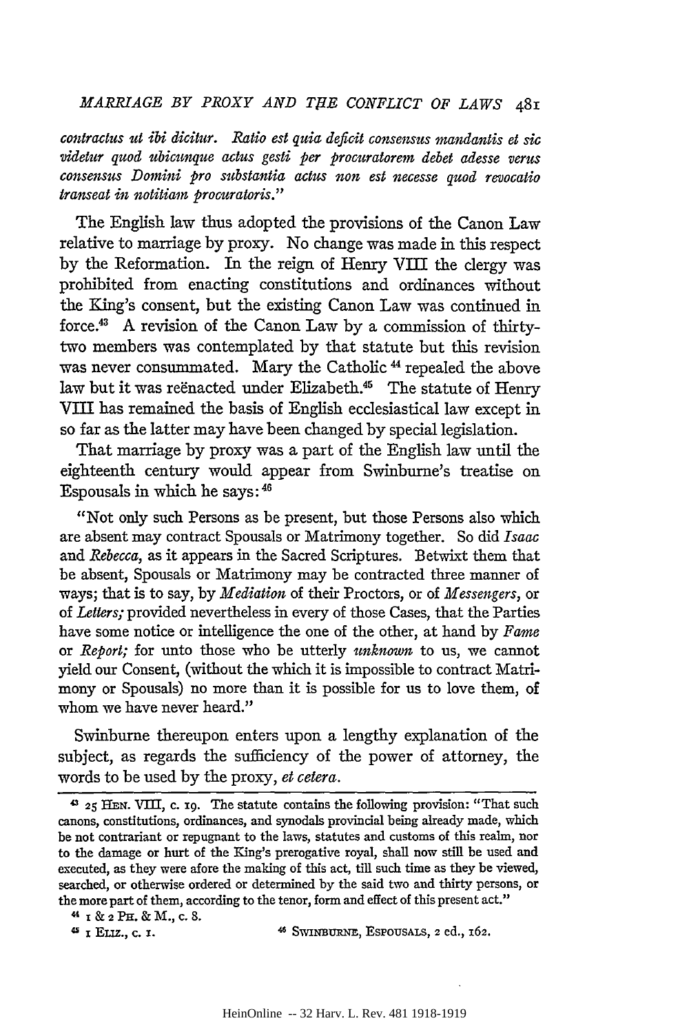*contractus ut ibi dicitur. Ratio est quia deficit consensus mandantis et sic videtur quod ubicunque actus gesti per procuratorem debet adesse verus consensus Domini pro substantia actus non est necesse quod revocatio transeat in notitiam procuratoris."*

The English law thus adopted the provisions of the Canon Law relative to marriage by proxy. No change was made in this respect by the Reformation. In the reign of Henry VIII the clergy was prohibited from enacting constitutions and ordinances without the King's consent, but the existing Canon Law was continued in force.[43] A revision of the Canon Law by a commission of thirty-two members was contemplated by that statute but this revision was never consummated. Mary the Catholic [44] repealed the above law but it was reënacted under Elizabeth.[45] The statute of Henry VIII has remained the basis of English ecclesiastical law except in so far as the latter may have been changed by special legislation.

That marriage by proxy was a part of the English law until the eighteenth century would appear from Swinburne's treatise on Espousals in which he says: [46]

"Not only such Persons as be present, but those Persons also which are absent may contract Spousals or Matrimony together. So did *Isaac* and *Rebecca*, as it appears in the Sacred Scriptures. Betwixt them that be absent, Spousals or Matrimony may be contracted three manner of ways; that is to say, by *Mediation* of their Proctors, or of *Messengers*, or of *Letters;* provided nevertheless in every of those Cases, that the Parties have some notice or intelligence the one of the other, at hand by *Fame* or *Report;* for unto those who be utterly *unknown* to us, we cannot yield our Consent, (without the which it is impossible to contract Matrimony or Spousals) no more than it is possible for us to love them, of whom we have never heard."

Swinburne thereupon enters upon a lengthy explanation of the subject, as regards the sufficiency of the power of attorney, the words to be used by the proxy, *et cetera.*

---

[43] 25 HEN. VIII, c. 19. The statute contains the following provision: "That such canons, constitutions, ordinances, and synodals provincial being already made, which be not contrariant or repugnant to the laws, statutes and customs of this realm, nor to the damage or hurt of the King's prerogative royal, shall now still be used and executed, as they were afore the making of this act, till such time as they be viewed, searched, or otherwise ordered or determined by the said two and thirty persons, or the more part of them, according to the tenor, form and effect of this present act."

[44] 1 & 2 PH. & M., c. 8.

[45] 1 ELIZ., c. 1.

[46] SWINBURNE, ESPOUSALS, 2 ed., 162.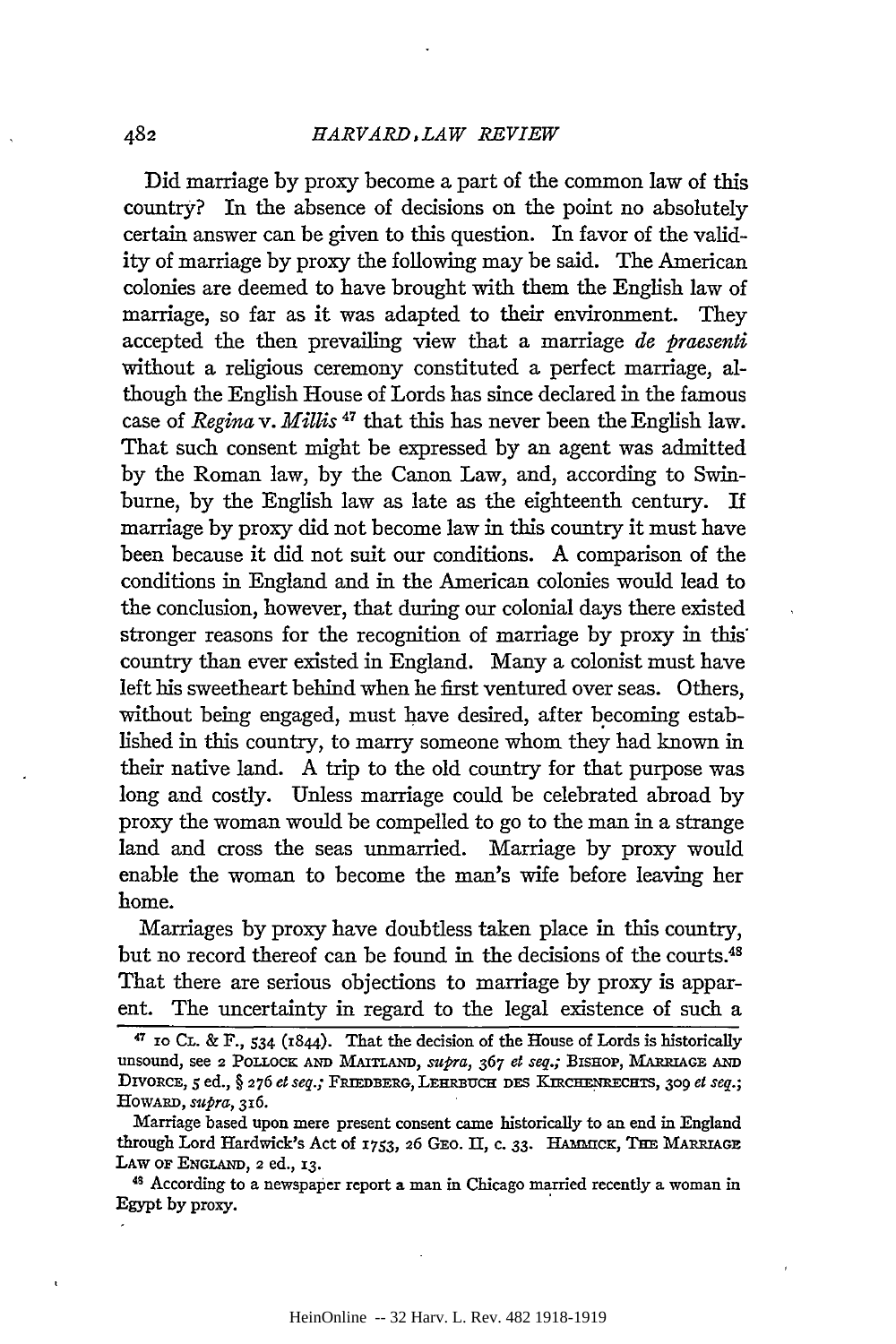Did marriage by proxy become a part of the common law of this country? In the absence of decisions on the point no absolutely certain answer can be given to this question. In favor of the validity of marriage by proxy the following may be said. The American colonies are deemed to have brought with them the English law of marriage, so far as it was adapted to their environment. They accepted the then prevailing view that a marriage *de praesenti* without a religious ceremony constituted a perfect marriage, although the English House of Lords has since declared in the famous case of *Regina* v. *Millis* [47] that this has never been the English law. That such consent might be expressed by an agent was admitted by the Roman law, by the Canon Law, and, according to Swinburne, by the English law as late as the eighteenth century. If marriage by proxy did not become law in this country it must have been because it did not suit our conditions. A comparison of the conditions in England and in the American colonies would lead to the conclusion, however, that during our colonial days there existed stronger reasons for the recognition of marriage by proxy in this country than ever existed in England. Many a colonist must have left his sweetheart behind when he first ventured over seas. Others, without being engaged, must have desired, after becoming established in this country, to marry someone whom they had known in their native land. A trip to the old country for that purpose was long and costly. Unless marriage could be celebrated abroad by proxy the woman would be compelled to go to the man in a strange land and cross the seas unmarried. Marriage by proxy would enable the woman to become the man's wife before leaving her home.

Marriages by proxy have doubtless taken place in this country, but no record thereof can be found in the decisions of the courts.[48] That there are serious objections to marriage by proxy is apparent. The uncertainty in regard to the legal existence of such a

---

[47] 10 CL. & F., 534 (1844). That the decision of the House of Lords is historically unsound, see 2 POLLOCK AND MAITLAND, *supra*, 367 *et seq.*; BISHOP, MARRIAGE AND DIVORCE, 5 ed., § 276 *et seq.*; FRIEDBERG, LEHRBUCH DES KIRCHENRECHTS, 309 *et seq.*; HOWARD, *supra*, 316.

Marriage based upon mere present consent came historically to an end in England through Lord Hardwick's Act of 1753, 26 GEO. II, c. 33. HAMMICK, THE MARRIAGE LAW OF ENGLAND, 2 ed., 13.

[48] According to a newspaper report a man in Chicago married recently a woman in Egypt by proxy.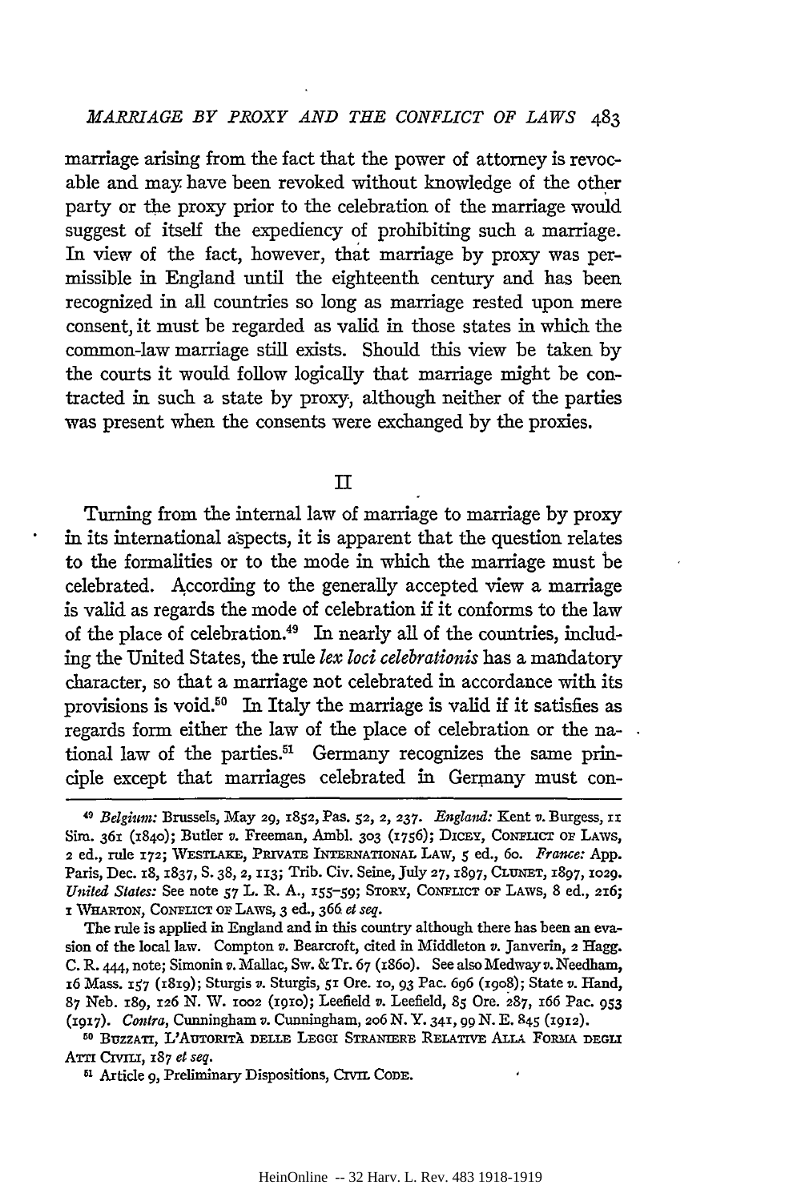marriage arising from the fact that the power of attorney is revocable and may have been revoked without knowledge of the other party or the proxy prior to the celebration of the marriage would suggest of itself the expediency of prohibiting such a marriage. In view of the fact, however, that marriage by proxy was permissible in England until the eighteenth century and has been recognized in all countries so long as marriage rested upon mere consent, it must be regarded as valid in those states in which the common-law marriage still exists. Should this view be taken by the courts it would follow logically that marriage might be contracted in such a state by proxy, although neither of the parties was present when the consents were exchanged by the proxies.

## II

Turning from the internal law of marriage to marriage by proxy in its international aspects, it is apparent that the question relates to the formalities or to the mode in which the marriage must be celebrated. According to the generally accepted view a marriage is valid as regards the mode of celebration if it conforms to the law of the place of celebration.[49] In nearly all of the countries, including the United States, the rule *lex loci celebrationis* has a mandatory character, so that a marriage not celebrated in accordance with its provisions is void.[50] In Italy the marriage is valid if it satisfies as regards form either the law of the place of celebration or the national law of the parties.[51] Germany recognizes the same principle except that marriages celebrated in Germany must con-

---

[49] *Belgium:* Brussels, May 29, 1852, Pas. 52, 2, 237. *England:* Kent *v.* Burgess, 11 Sim. 361 (1840); Butler *v.* Freeman, Ambl. 303 (1756); Dicey, Conflict of Laws, 2 ed., rule 172; Westlake, Private International Law, 5 ed., 60. *France:* App. Paris, Dec. 18, 1837, S. 38, 2, 113; Trib. Civ. Seine, July 27, 1897, Clunet, 1897, 1029. *United States:* See note 57 L. R. A., 155-59; Story, Conflict of Laws, 8 ed., 216; 1 Wharton, Conflict of Laws, 3 ed., 366 *et seq.*

The rule is applied in England and in this country although there has been an evasion of the local law. Compton *v.* Bearcroft, cited in Middleton *v.* Janverin, 2 Hagg. C. R. 444, note; Simonin *v.* Mallac, Sw. & Tr. 67 (1860). See also Medway *v.* Needham, 16 Mass. 157 (1819); Sturgis *v.* Sturgis, 51 Ore. 10, 93 Pac. 696 (1908); State *v.* Hand, 87 Neb. 189, 126 N. W. 1002 (1910); Leefield *v.* Leefield, 85 Ore. 287, 166 Pac. 953 (1917). *Contra,* Cunningham *v.* Cunningham, 206 N. Y. 341, 99 N. E. 845 (1912).

[50] Buzzati, L'Autorità delle Leggi Straniere Relative alla Forma degli Atti Civili, 187 *et seq.*

[51] Article 9, Preliminary Dispositions, Civil Code.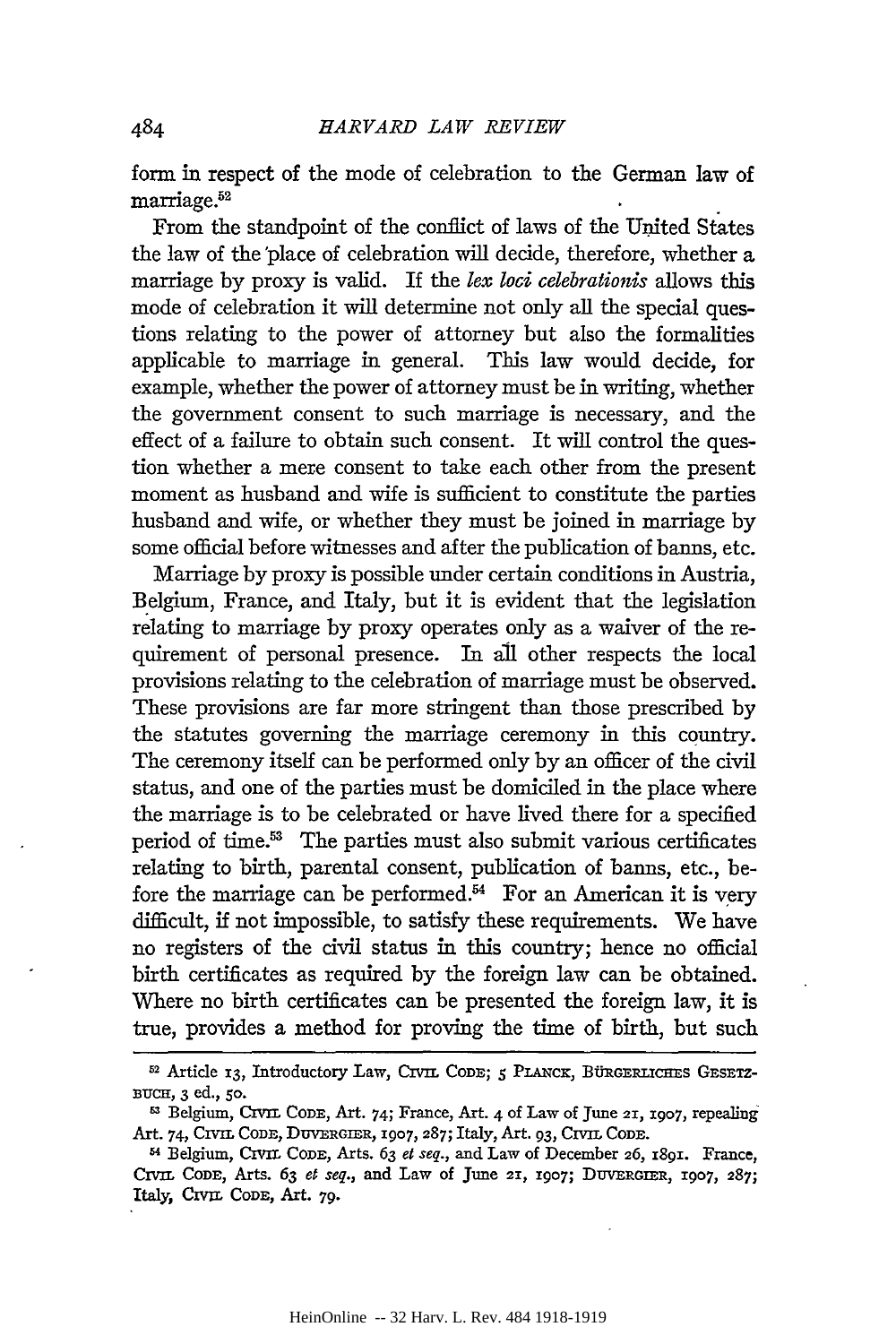form in respect of the mode of celebration to the German law of marriage.[52]

From the standpoint of the conflict of laws of the United States the law of the place of celebration will decide, therefore, whether a marriage by proxy is valid. If the *lex loci celebrationis* allows this mode of celebration it will determine not only all the special questions relating to the power of attorney but also the formalities applicable to marriage in general. This law would decide, for example, whether the power of attorney must be in writing, whether the government consent to such marriage is necessary, and the effect of a failure to obtain such consent. It will control the question whether a mere consent to take each other from the present moment as husband and wife is sufficient to constitute the parties husband and wife, or whether they must be joined in marriage by some official before witnesses and after the publication of banns, etc.

Marriage by proxy is possible under certain conditions in Austria, Belgium, France, and Italy, but it is evident that the legislation relating to marriage by proxy operates only as a waiver of the requirement of personal presence. In all other respects the local provisions relating to the celebration of marriage must be observed. These provisions are far more stringent than those prescribed by the statutes governing the marriage ceremony in this country. The ceremony itself can be performed only by an officer of the civil status, and one of the parties must be domiciled in the place where the marriage is to be celebrated or have lived there for a specified period of time.[53] The parties must also submit various certificates relating to birth, parental consent, publication of banns, etc., before the marriage can be performed.[54] For an American it is very difficult, if not impossible, to satisfy these requirements. We have no registers of the civil status in this country; hence no official birth certificates as required by the foreign law can be obtained. Where no birth certificates can be presented the foreign law, it is true, provides a method for proving the time of birth, but such

---

[52] Article 13, Introductory Law, Civil Code; 5 Planck, Bürgerliches Gesetzbuch, 3 ed., 50.

[53] Belgium, Civil Code, Art. 74; France, Art. 4 of Law of June 21, 1907, repealing Art. 74, Civil Code, Duvergier, 1907, 287; Italy, Art. 93, Civil Code.

[54] Belgium, Civil Code, Arts. 63 *et seq.*, and Law of December 26, 1891. France, Civil Code, Arts. 63 *et seq.*, and Law of June 21, 1907; Duvergier, 1907, 287; Italy, Civil Code, Art. 79.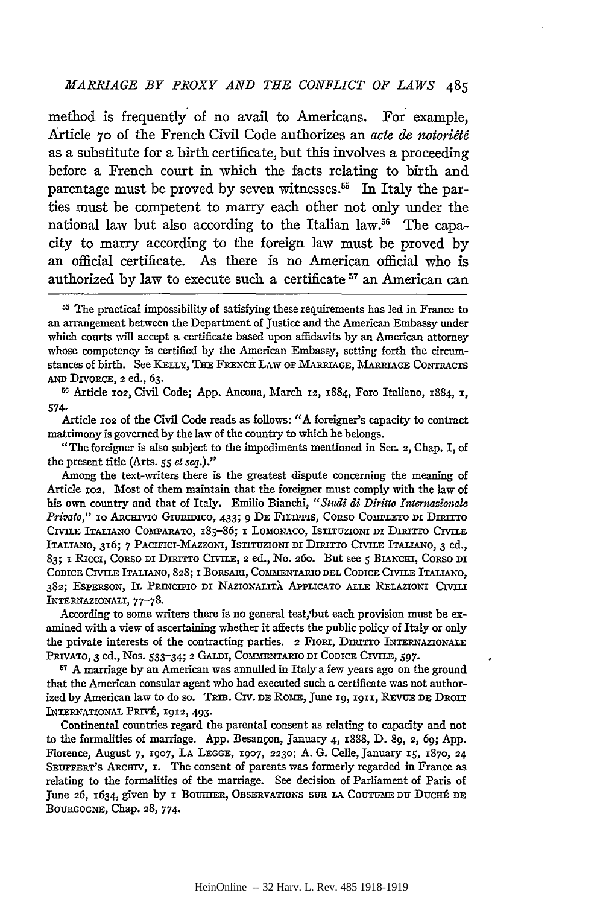method is frequently of no avail to Americans. For example, Article 70 of the French Civil Code authorizes an *acte de notoriété* as a substitute for a birth certificate, but this involves a proceeding before a French court in which the facts relating to birth and parentage must be proved by seven witnesses.[55] In Italy the parties must be competent to marry each other not only under the national law but also according to the Italian law.[56] The capacity to marry according to the foreign law must be proved by an official certificate. As there is no American official who is authorized by law to execute such a certificate [57] an American can

[55] The practical impossibility of satisfying these requirements has led in France to an arrangement between the Department of Justice and the American Embassy under which courts will accept a certificate based upon affidavits by an American attorney whose competency is certified by the American Embassy, setting forth the circumstances of birth. See KELLY, THE FRENCH LAW OF MARRIAGE, MARRIAGE CONTRACTS AND DIVORCE, 2 ed., 63.

[56] Article 102, Civil Code; App. Ancona, March 12, 1884, Foro Italiano, 1884, 1, 574.

Article 102 of the Civil Code reads as follows: "A foreigner's capacity to contract matrimony is governed by the law of the country to which he belongs.

"The foreigner is also subject to the impediments mentioned in Sec. 2, Chap. I, of the present title (Arts. 55 *et seq.*)."

Among the text-writers there is the greatest dispute concerning the meaning of Article 102. Most of them maintain that the foreigner must comply with the law of his own country and that of Italy. Emilio Bianchi, "*Studi di Diritto Internazionale Privato,*" 10 ARCHIVIO GIURIDICO, 433; 9 DE FILIPPIS, CORSO COMPLETO DI DIRITTO CIVILE ITALIANO COMPARATO, 185–86; 1 LOMONACO, ISTITUZIONI DI DIRITTO CIVILE ITALIANO, 316; 7 PACIFICI-MAZZONI, ISTITUZIONI DI DIRITTO CIVILE ITALIANO, 3 ed., 83; 1 RICCI, CORSO DI DIRITTO CIVILE, 2 ed., No. 260. But see 5 BIANCHI, CORSO DI CODICE CIVILE ITALIANO, 828; 1 BORSARI, COMMENTARIO DEL CODICE CIVILE ITALIANO, 382; ESPERSON, IL PRINCIPIO DI NAZIONALITÀ APPLICATO ALLE RELAZIONI CIVILI INTERNAZIONALI, 77–78.

According to some writers there is no general test, but each provision must be examined with a view of ascertaining whether it affects the public policy of Italy or only the private interests of the contracting parties. 2 FIORI, DIRITTO INTERNAZIONALE PRIVATO, 3 ed., Nos. 533–34; 2 GALDI, COMMENTARIO DI CODICE CIVILE, 597.

[57] A marriage by an American was annulled in Italy a few years ago on the ground that the American consular agent who had executed such a certificate was not authorized by American law to do so. TRIB. CIV. DE ROME, June 19, 1911, REVUE DE DROIT INTERNATIONAL PRIVÉ, 1912, 493.

Continental countries regard the parental consent as relating to capacity and not to the formalities of marriage. App. Besançon, January 4, 1888, D. 89, 2, 69; App. Florence, August 7, 1907, LA LEGGE, 1907, 2230; A. G. Celle, January 15, 1870, 24 SEUFFERT'S ARCHIV, 1. The consent of parents was formerly regarded in France as relating to the formalities of the marriage. See decision of Parliament of Paris of June 26, 1634, given by 1 BOUHIER, OBSERVATIONS SUR LA COUTUME DU DUCHÉ DE BOURGOGNE, Chap. 28, 774.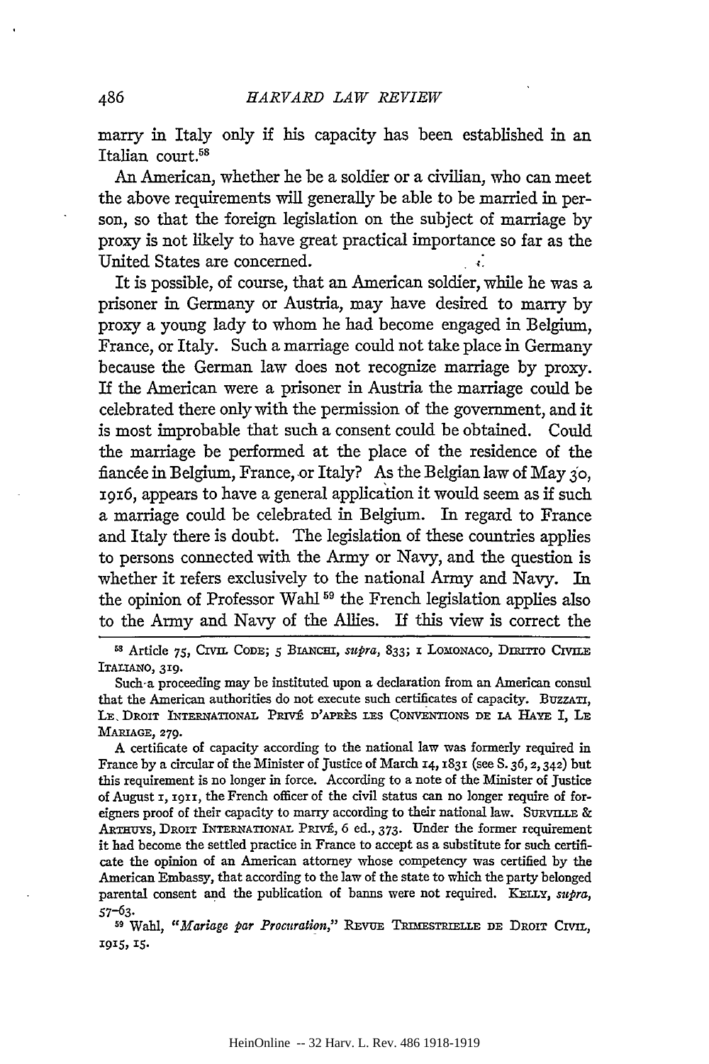marry in Italy only if his capacity has been established in an Italian court.[58]

An American, whether he be a soldier or a civilian, who can meet the above requirements will generally be able to be married in person, so that the foreign legislation on the subject of marriage by proxy is not likely to have great practical importance so far as the United States are concerned.

It is possible, of course, that an American soldier, while he was a prisoner in Germany or Austria, may have desired to marry by proxy a young lady to whom he had become engaged in Belgium, France, or Italy. Such a marriage could not take place in Germany because the German law does not recognize marriage by proxy. If the American were a prisoner in Austria the marriage could be celebrated there only with the permission of the government, and it is most improbable that such a consent could be obtained. Could the marriage be performed at the place of the residence of the fiancée in Belgium, France, or Italy? As the Belgian law of May 30, 1916, appears to have a general application it would seem as if such a marriage could be celebrated in Belgium. In regard to France and Italy there is doubt. The legislation of these countries applies to persons connected with the Army or Navy, and the question is whether it refers exclusively to the national Army and Navy. In the opinion of Professor Wahl[59] the French legislation applies also to the Army and Navy of the Allies. If this view is correct the

---

[58] Article 75, Civil Code; 5 Bianchi, *supra*, 833; 1 Lomonaco, Diritto Civile Italiano, 319.

Such a proceeding may be instituted upon a declaration from an American consul that the American authorities do not execute such certificates of capacity. Buzzati, Le Droit International Privé d'après les Conventions de la Haye I, Le Mariage, 279.

A certificate of capacity according to the national law was formerly required in France by a circular of the Minister of Justice of March 14, 1831 (see S. 36, 2, 342) but this requirement is no longer in force. According to a note of the Minister of Justice of August 1, 1911, the French officer of the civil status can no longer require of foreigners proof of their capacity to marry according to their national law. Surville & Arthuys, Droit International Privé, 6 ed., 373. Under the former requirement it had become the settled practice in France to accept as a substitute for such certificate the opinion of an American attorney whose competency was certified by the American Embassy, that according to the law of the state to which the party belonged parental consent and the publication of banns were not required. Kelly, *supra*, 57–63.

[59] Wahl, "*Mariage par Procuration*," Revue Trimestrielle de Droit Civil, 1915, 15.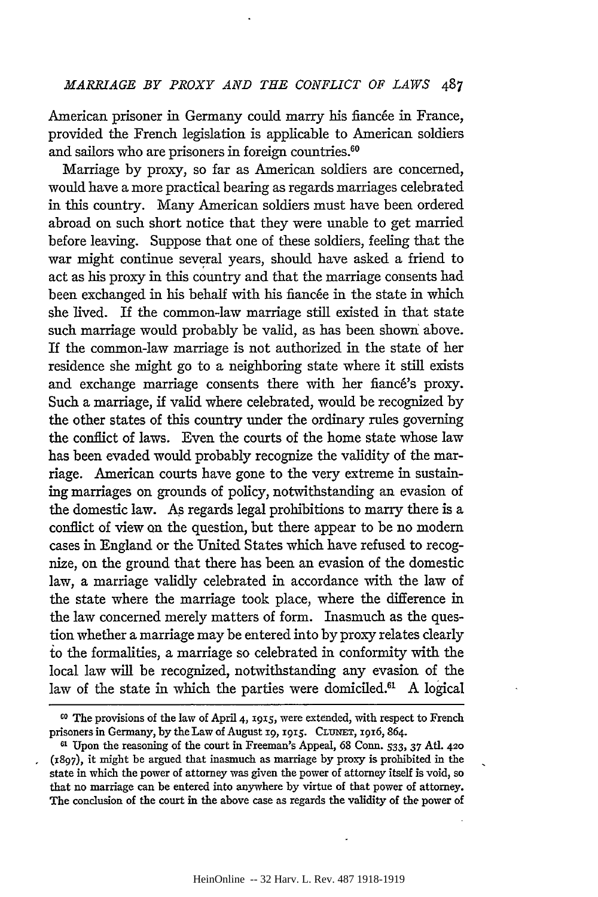American prisoner in Germany could marry his fiancée in France, provided the French legislation is applicable to American soldiers and sailors who are prisoners in foreign countries.[60]

Marriage by proxy, so far as American soldiers are concerned, would have a more practical bearing as regards marriages celebrated in this country. Many American soldiers must have been ordered abroad on such short notice that they were unable to get married before leaving. Suppose that one of these soldiers, feeling that the war might continue several years, should have asked a friend to act as his proxy in this country and that the marriage consents had been exchanged in his behalf with his fiancée in the state in which she lived. If the common-law marriage still existed in that state such marriage would probably be valid, as has been shown above. If the common-law marriage is not authorized in the state of her residence she might go to a neighboring state where it still exists and exchange marriage consents there with her fiancé's proxy. Such a marriage, if valid where celebrated, would be recognized by the other states of this country under the ordinary rules governing the conflict of laws. Even the courts of the home state whose law has been evaded would probably recognize the validity of the marriage. American courts have gone to the very extreme in sustaining marriages on grounds of policy, notwithstanding an evasion of the domestic law. As regards legal prohibitions to marry there is a conflict of view on the question, but there appear to be no modern cases in England or the United States which have refused to recognize, on the ground that there has been an evasion of the domestic law, a marriage validly celebrated in accordance with the law of the state where the marriage took place, where the difference in the law concerned merely matters of form. Inasmuch as the question whether a marriage may be entered into by proxy relates clearly to the formalities, a marriage so celebrated in conformity with the local law will be recognized, notwithstanding any evasion of the law of the state in which the parties were domiciled.[61] A logical

[60] The provisions of the law of April 4, 1915, were extended, with respect to French prisoners in Germany, by the Law of August 19, 1915. CLUNET, 1916, 864.

[61] Upon the reasoning of the court in Freeman's Appeal, 68 Conn. 533, 37 Atl. 420 (1897), it might be argued that inasmuch as marriage by proxy is prohibited in the state in which the power of attorney was given the power of attorney itself is void, so that no marriage can be entered into anywhere by virtue of that power of attorney. The conclusion of the court in the above case as regards the validity of the power of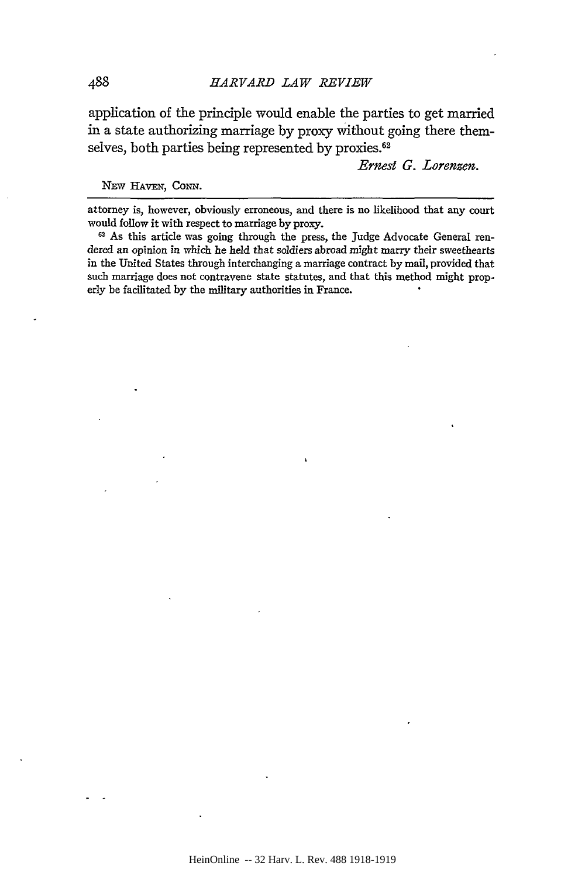application of the principle would enable the parties to get married in a state authorizing marriage by proxy without going there themselves, both parties being represented by proxies.[62]

*Ernest G. Lorenzen.*

NEW HAVEN, CONN.

---

attorney is, however, obviously erroneous, and there is no likelihood that any court would follow it with respect to marriage by proxy.

[62] As this article was going through the press, the Judge Advocate General rendered an opinion in which he held that soldiers abroad might marry their sweethearts in the United States through interchanging a marriage contract by mail, provided that such marriage does not contravene state statutes, and that this method might properly be facilitated by the military authorities in France.